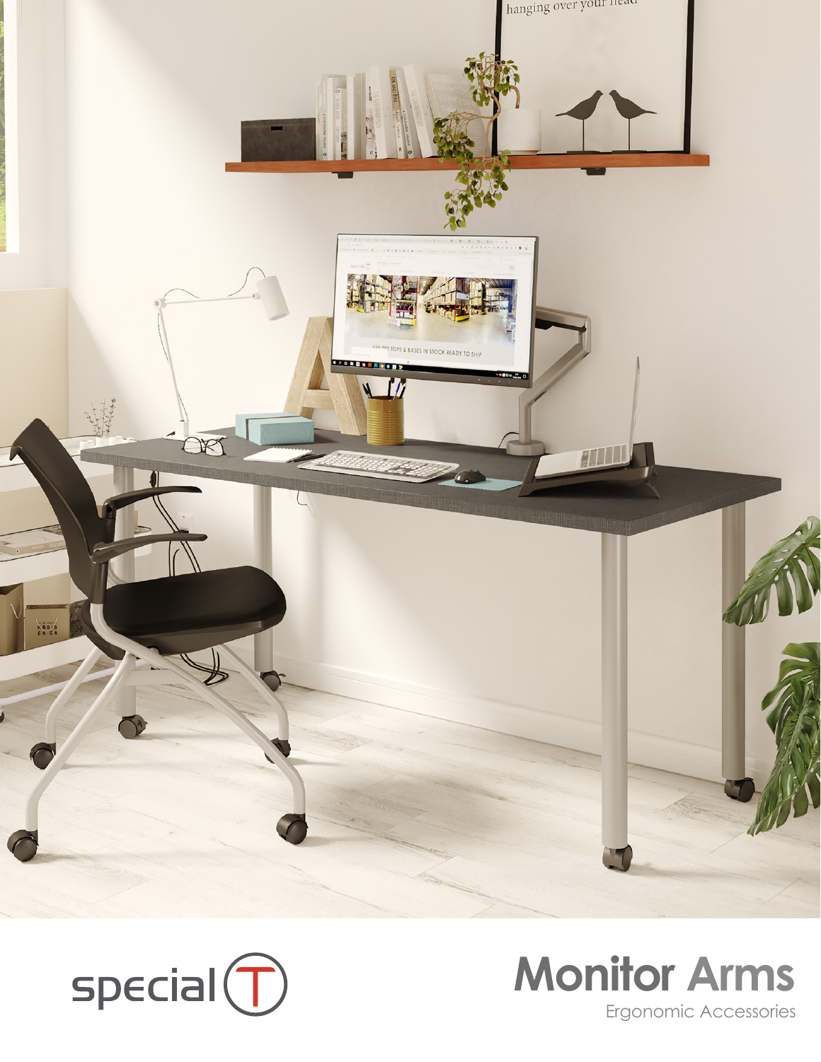special T

# Monitor Arms

Ergonomic Accessories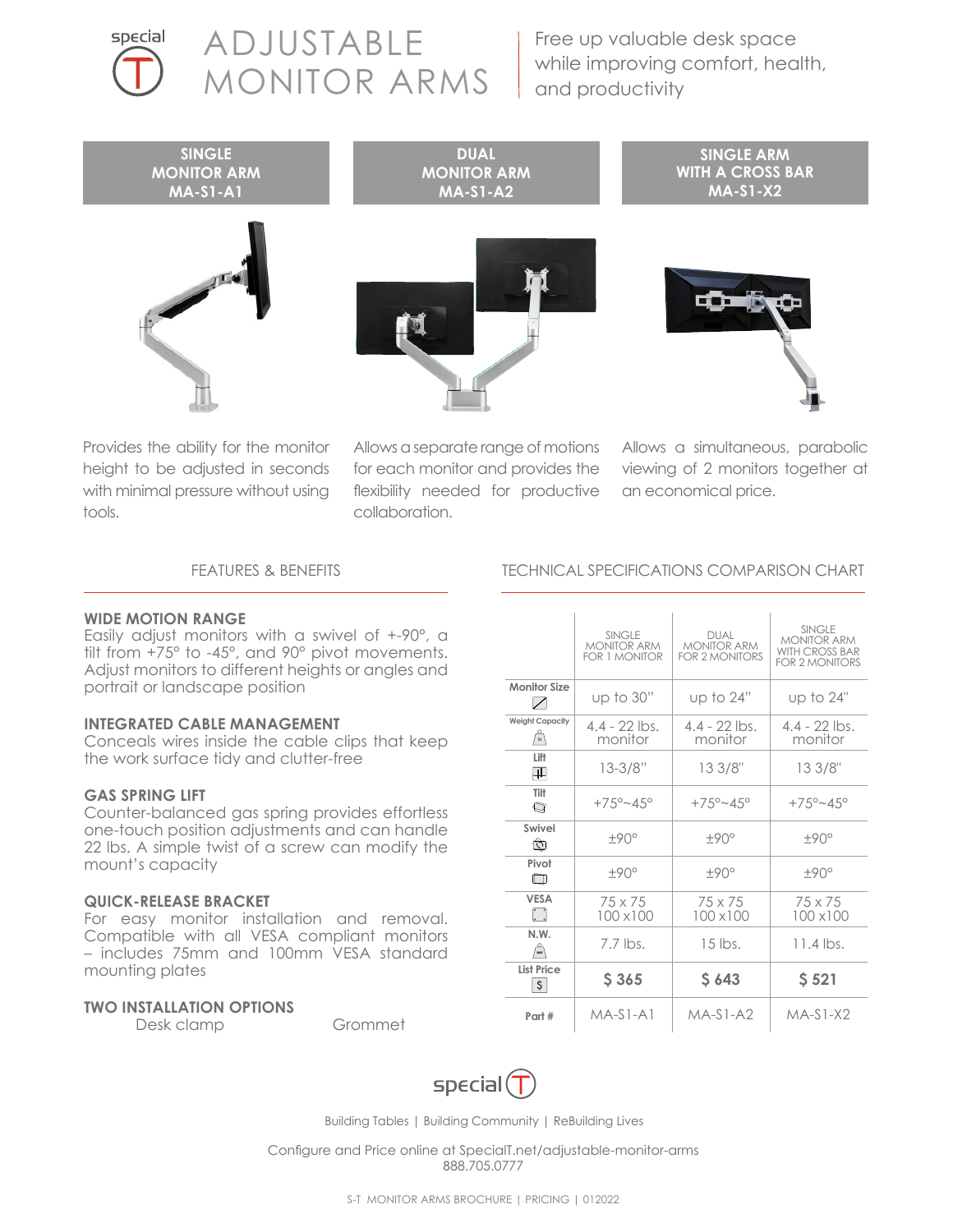# ADJUSTABLE MONITOR ARMS

Free up valuable desk space while improving comfort, health, and productivity

## SINGLE MONITOR ARM MA-S1-A1

Provides the ability for the monitor height to be adjusted in seconds with minimal pressure without using tools.

## DUAL MONITOR ARM MA-S1-A2

Allows a separate range of motions for each monitor and provides the flexibility needed for productive collaboration.

## SINGLE ARM WITH A CROSS BAR MA-S1-X2

Allows a simultaneous, parabolic viewing of 2 monitors together at an economical price.

## FEATURES & BENEFITS

**WIDE MOTION RANGE**
Easily adjust monitors with a swivel of +-90°, a tilt from +75° to -45°, and 90° pivot movements. Adjust monitors to different heights or angles and portrait or landscape position

**INTEGRATED CABLE MANAGEMENT**
Conceals wires inside the cable clips that keep the work surface tidy and clutter-free

**GAS SPRING LIFT**
Counter-balanced gas spring provides effortless one-touch position adjustments and can handle 22 lbs. A simple twist of a screw can modify the mount's capacity

**QUICK-RELEASE BRACKET**
For easy monitor installation and removal. Compatible with all VESA compliant monitors – includes 75mm and 100mm VESA standard mounting plates

**TWO INSTALLATION OPTIONS**
Desk clamp Grommet

## TECHNICAL SPECIFICATIONS COMPARISON CHART

| | SINGLE MONITOR ARM FOR 1 MONITOR | DUAL MONITOR ARM FOR 2 MONITORS | SINGLE MONITOR ARM WITH CROSS BAR FOR 2 MONITORS |
|---|---|---|---|
| Monitor Size | up to 30" | up to 24" | up to 24" |
| Weight Capacity | 4.4 - 22 lbs. monitor | 4.4 - 22 lbs. monitor | 4.4 - 22 lbs. monitor |
| Lift | 13-3/8" | 13 3/8" | 13 3/8" |
| Tilt | +75°~45° | +75°~45° | +75°~45° |
| Swivel | ±90° | ±90° | ±90° |
| Pivot | ±90° | ±90° | ±90° |
| VESA | 75 x 75 100 x100 | 75 x 75 100 x100 | 75 x 75 100 x100 |
| N.W. | 7.7 lbs. | 15 lbs. | 11.4 lbs. |
| List Price | **$ 365** | **$ 643** | **$ 521** |
| Part # | MA-S1-A1 | MA-S1-A2 | MA-S1-X2 |

special T

Building Tables | Building Community | ReBuilding Lives

Configure and Price online at SpecialT.net/adjustable-monitor-arms
888.705.0777

S-T MONITOR ARMS BROCHURE | PRICING | 012022